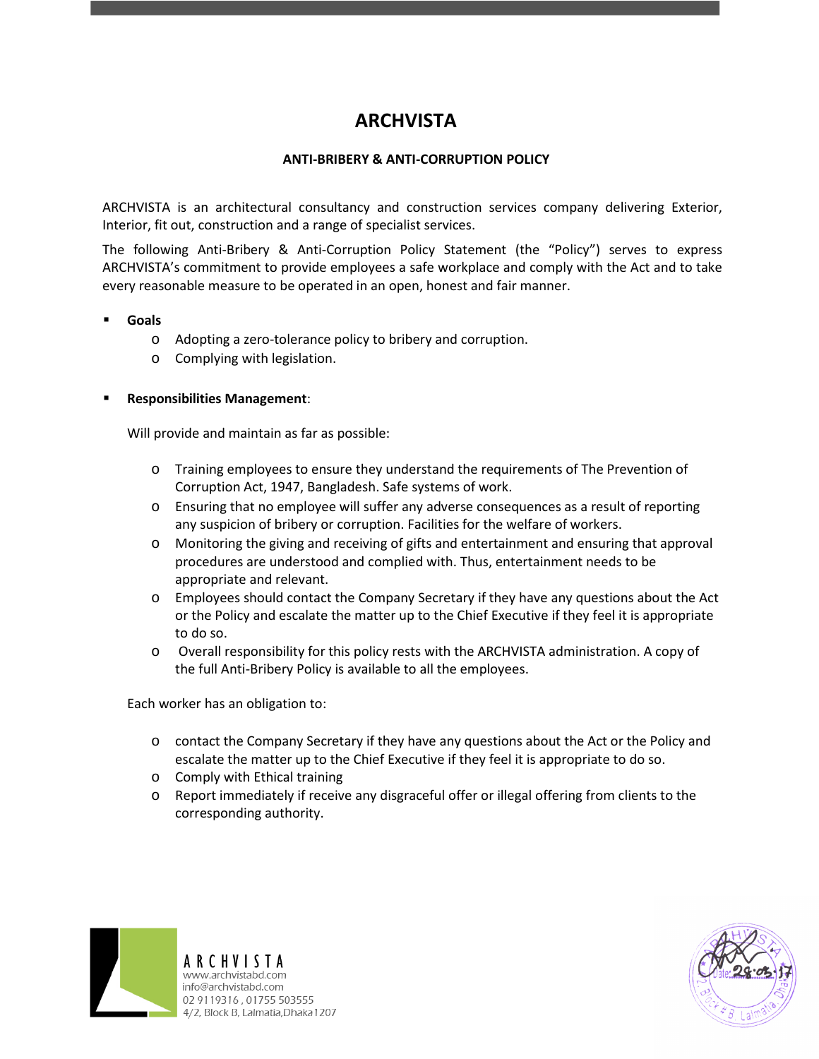# ARCHVISTA

## ANTI-BRIBERY & ANTI-CORRUPTION POLICY

ARCHVISTA is an architectural consultancy and construction services company delivering Exterior, Interior, fit out, construction and a range of specialist services.

The following Anti-Bribery & Anti-Corruption Policy Statement (the "Policy") serves to express ARCHVISTA's commitment to provide employees a safe workplace and comply with the Act and to take every reasonable measure to be operated in an open, honest and fair manner.

- **Goals**
  - Adopting a zero-tolerance policy to bribery and corruption.
  - Complying with legislation.

- **Responsibilities Management**:

  Will provide and maintain as far as possible:

  - Training employees to ensure they understand the requirements of The Prevention of Corruption Act, 1947, Bangladesh. Safe systems of work.
  - Ensuring that no employee will suffer any adverse consequences as a result of reporting any suspicion of bribery or corruption. Facilities for the welfare of workers.
  - Monitoring the giving and receiving of gifts and entertainment and ensuring that approval procedures are understood and complied with. Thus, entertainment needs to be appropriate and relevant.
  - Employees should contact the Company Secretary if they have any questions about the Act or the Policy and escalate the matter up to the Chief Executive if they feel it is appropriate to do so.
  - Overall responsibility for this policy rests with the ARCHVISTA administration. A copy of the full Anti-Bribery Policy is available to all the employees.

  Each worker has an obligation to:

  - contact the Company Secretary if they have any questions about the Act or the Policy and escalate the matter up to the Chief Executive if they feel it is appropriate to do so.
  - Comply with Ethical training
  - Report immediately if receive any disgraceful offer or illegal offering from clients to the corresponding authority.

ARCHVISTA
www.archvistabd.com
info@archvistabd.com
02 9119316 , 01755 503555
4/2, Block B, Lalmatia,Dhaka1207

Date: 28.03.17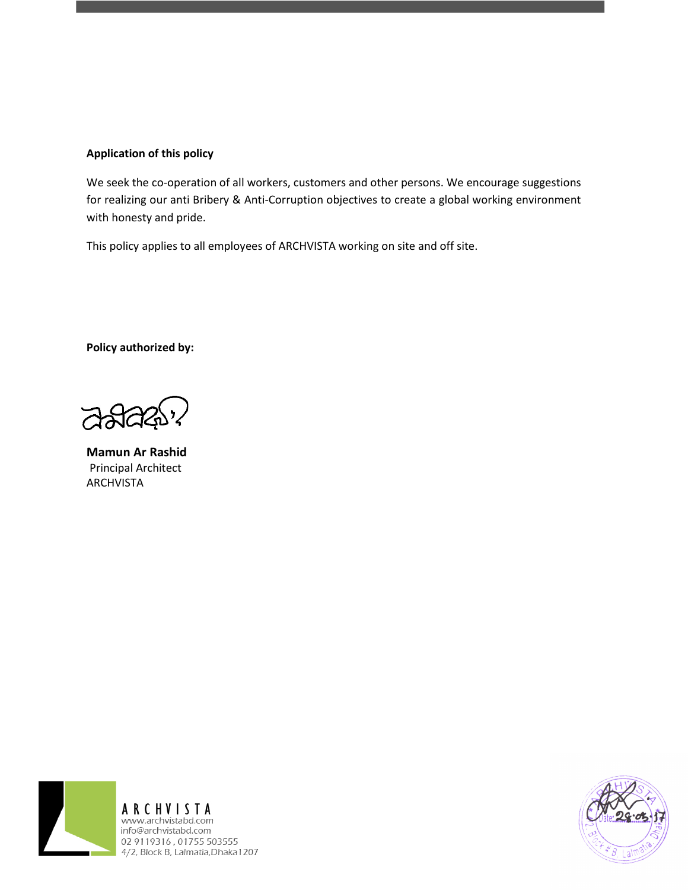**Application of this policy**

We seek the co-operation of all workers, customers and other persons. We encourage suggestions for realizing our anti Bribery & Anti-Corruption objectives to create a global working environment with honesty and pride.

This policy applies to all employees of ARCHVISTA working on site and off site.

**Policy authorized by:**

**Mamun Ar Rashid**
Principal Architect
ARCHVISTA

ARCHVISTA
www.archvistabd.com
info@archvistabd.com
02 9119316 , 01755 503555
4/2, Block B, Lalmatia,Dhaka1207